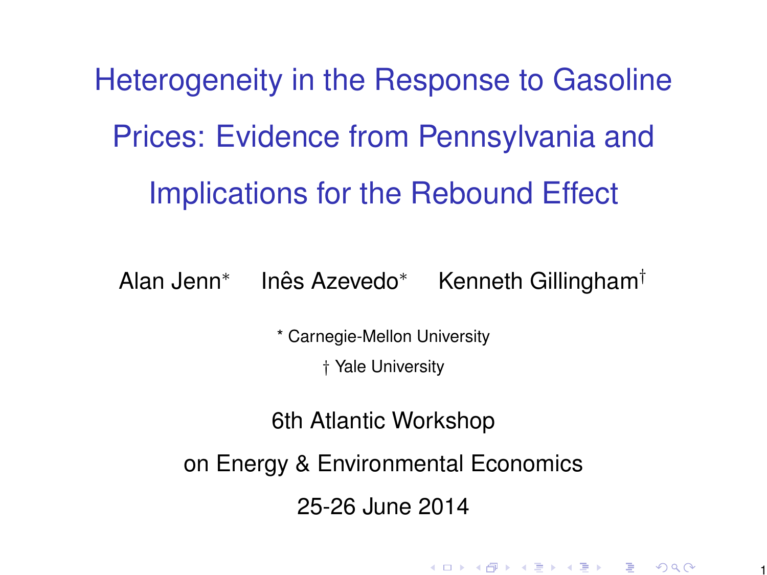# Heterogeneity in the Response to Gasoline Prices: Evidence from Pennsylvania and Implications for the Rebound Effect

Alan Jenn* Inês Azevedo* Kenneth Gillingham†

\* Carnegie-Mellon University

† Yale University

6th Atlantic Workshop

on Energy & Environmental Economics

25-26 June 2014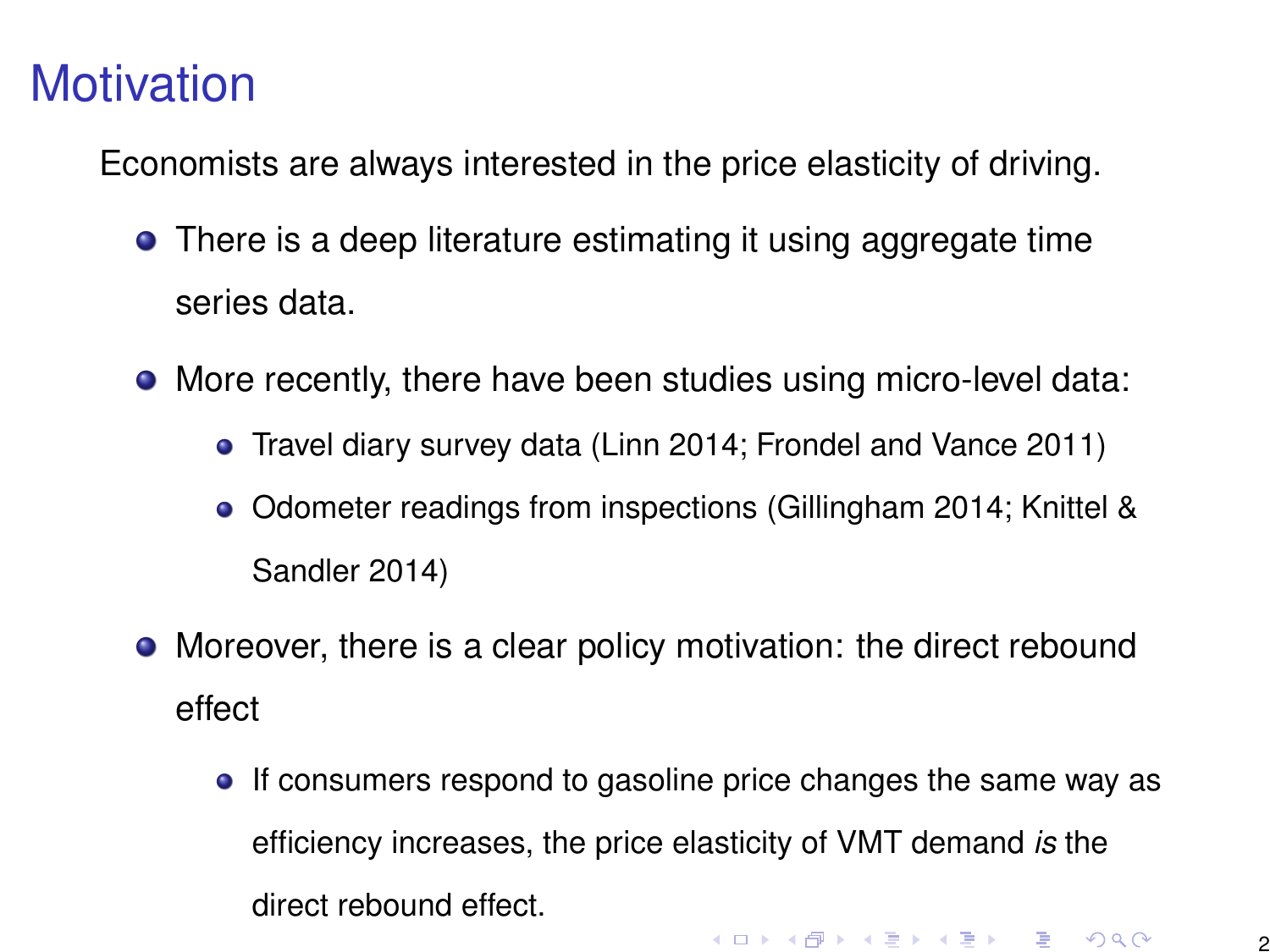# Motivation

Economists are always interested in the price elasticity of driving.

- There is a deep literature estimating it using aggregate time series data.
- More recently, there have been studies using micro-level data:
  - Travel diary survey data (Linn 2014; Frondel and Vance 2011)
  - Odometer readings from inspections (Gillingham 2014; Knittel & Sandler 2014)
- Moreover, there is a clear policy motivation: the direct rebound effect
  - If consumers respond to gasoline price changes the same way as efficiency increases, the price elasticity of VMT demand *is* the direct rebound effect.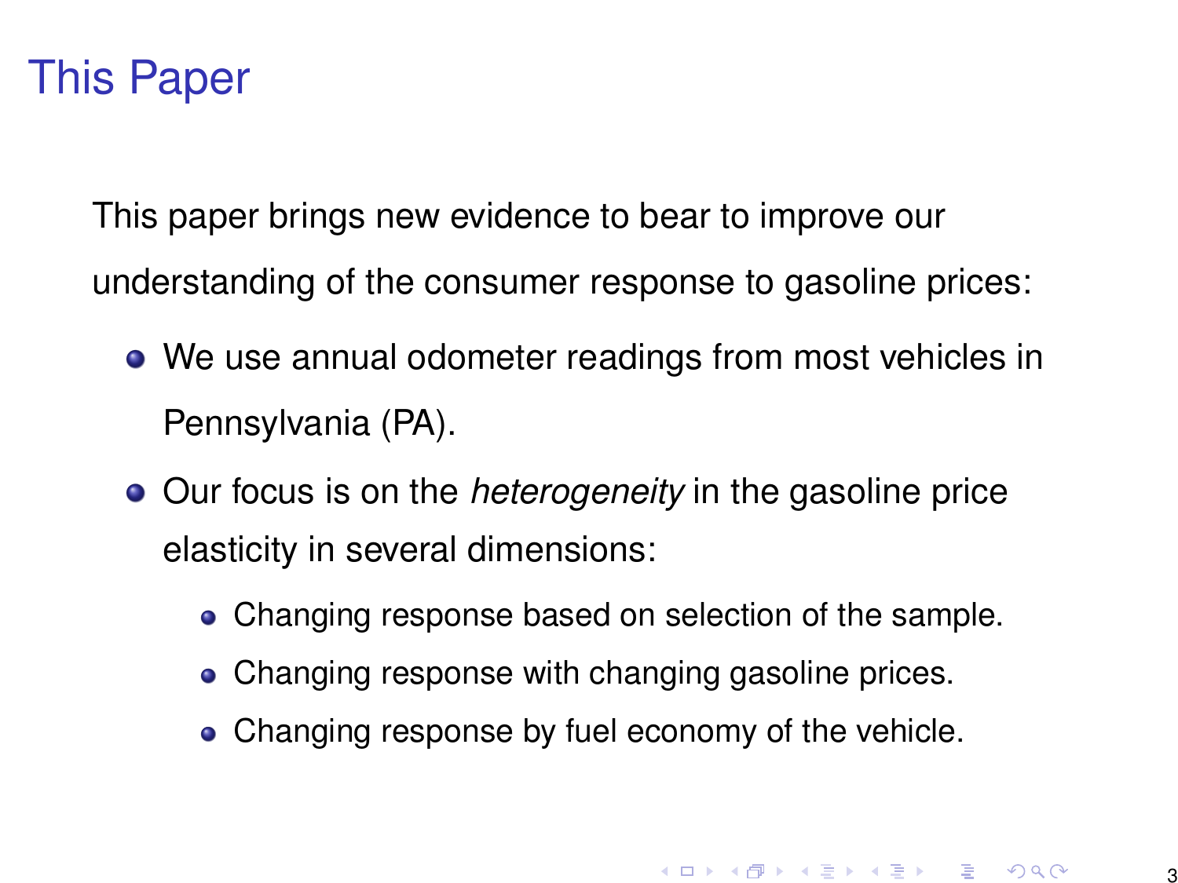# This Paper

This paper brings new evidence to bear to improve our understanding of the consumer response to gasoline prices:

- We use annual odometer readings from most vehicles in Pennsylvania (PA).
- Our focus is on the *heterogeneity* in the gasoline price elasticity in several dimensions:
  - Changing response based on selection of the sample.
  - Changing response with changing gasoline prices.
  - Changing response by fuel economy of the vehicle.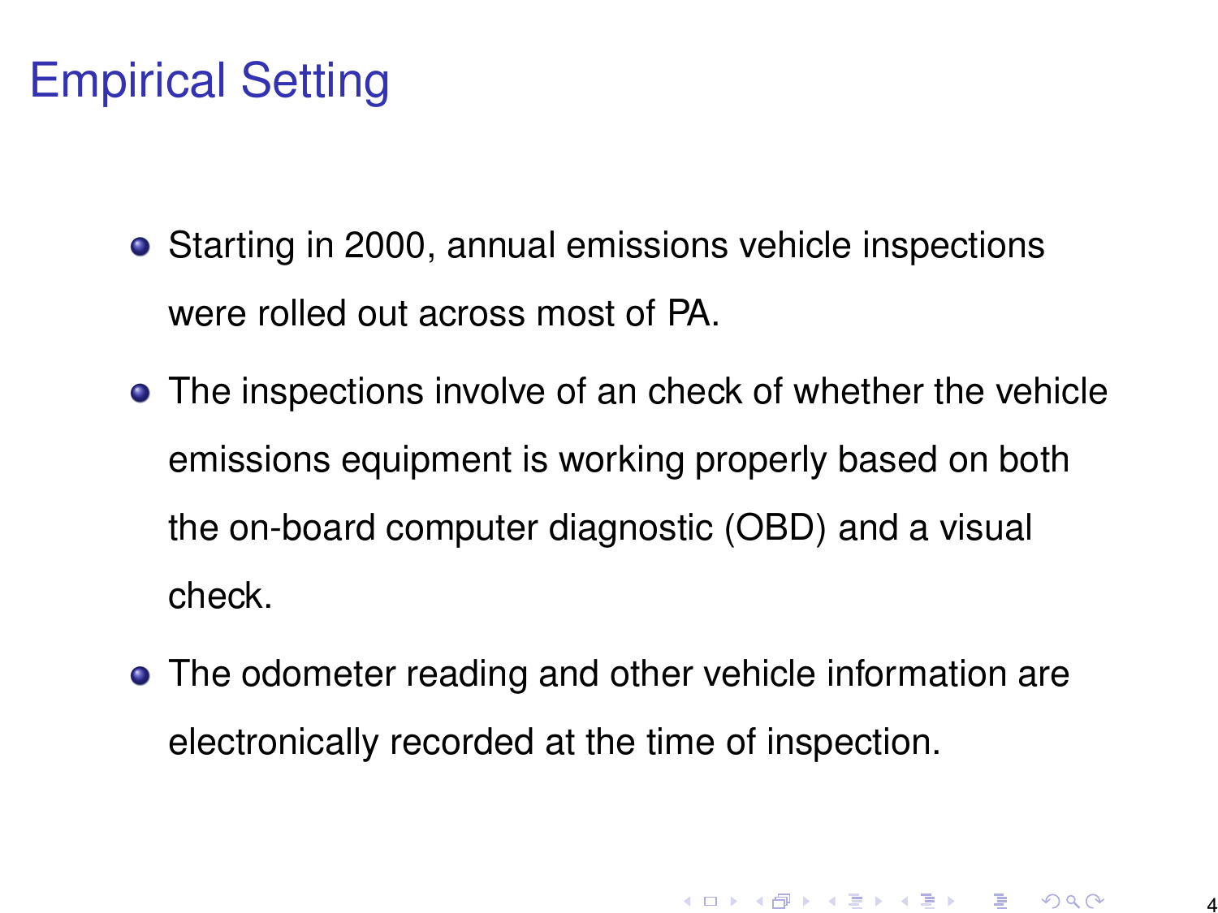# Empirical Setting

- Starting in 2000, annual emissions vehicle inspections were rolled out across most of PA.
- The inspections involve of an check of whether the vehicle emissions equipment is working properly based on both the on-board computer diagnostic (OBD) and a visual check.
- The odometer reading and other vehicle information are electronically recorded at the time of inspection.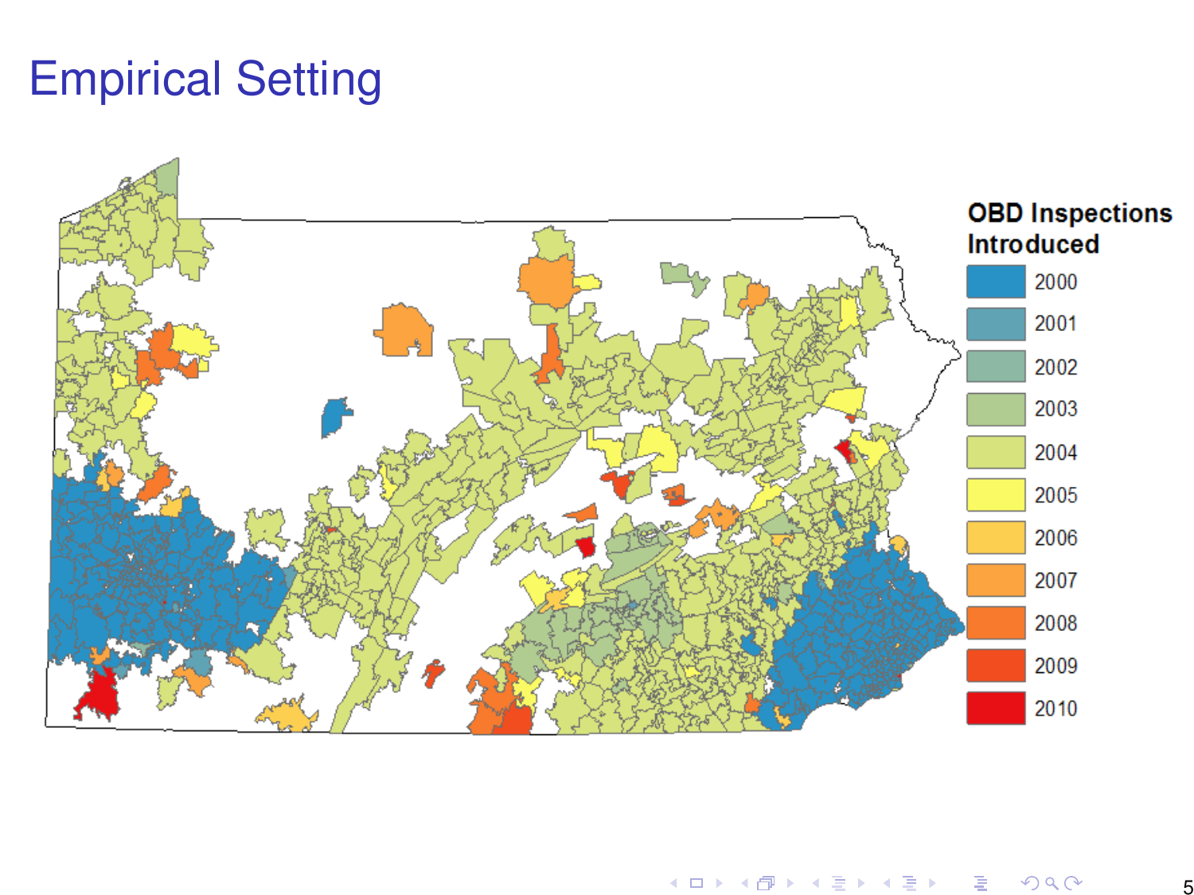# Empirical Setting

**OBD Inspections Introduced**

- 2000
- 2001
- 2002
- 2003
- 2004
- 2005
- 2006
- 2007
- 2008
- 2009
- 2010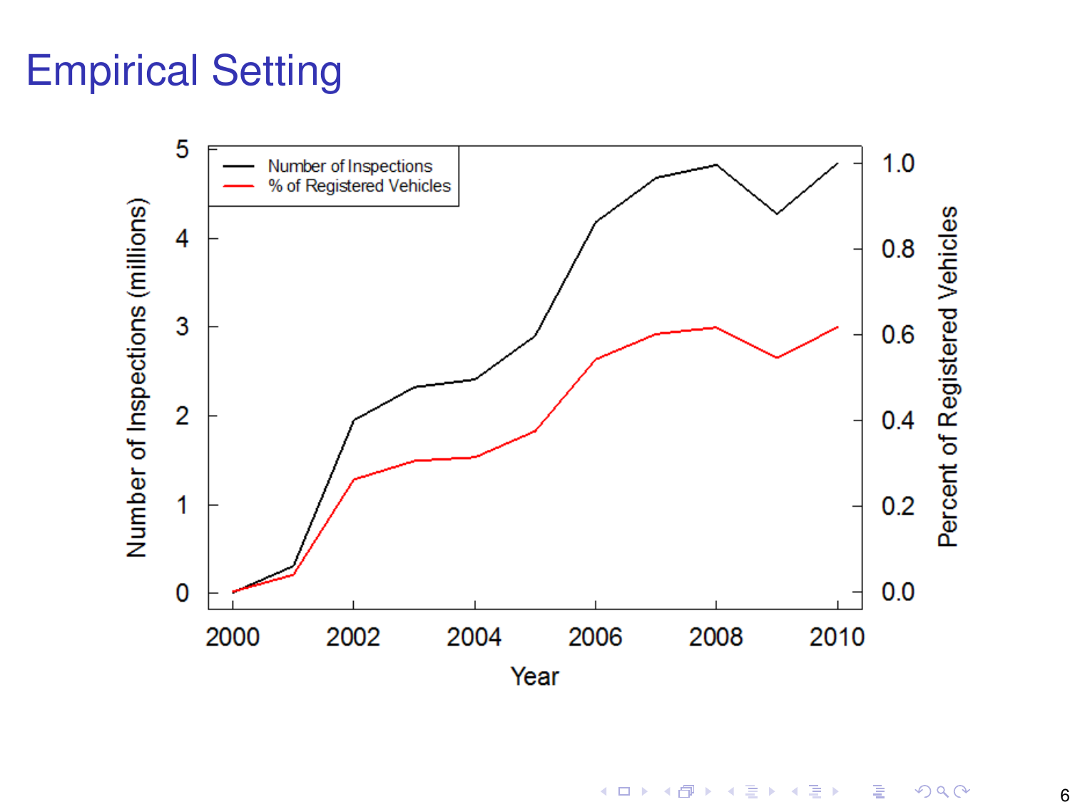# Empirical Setting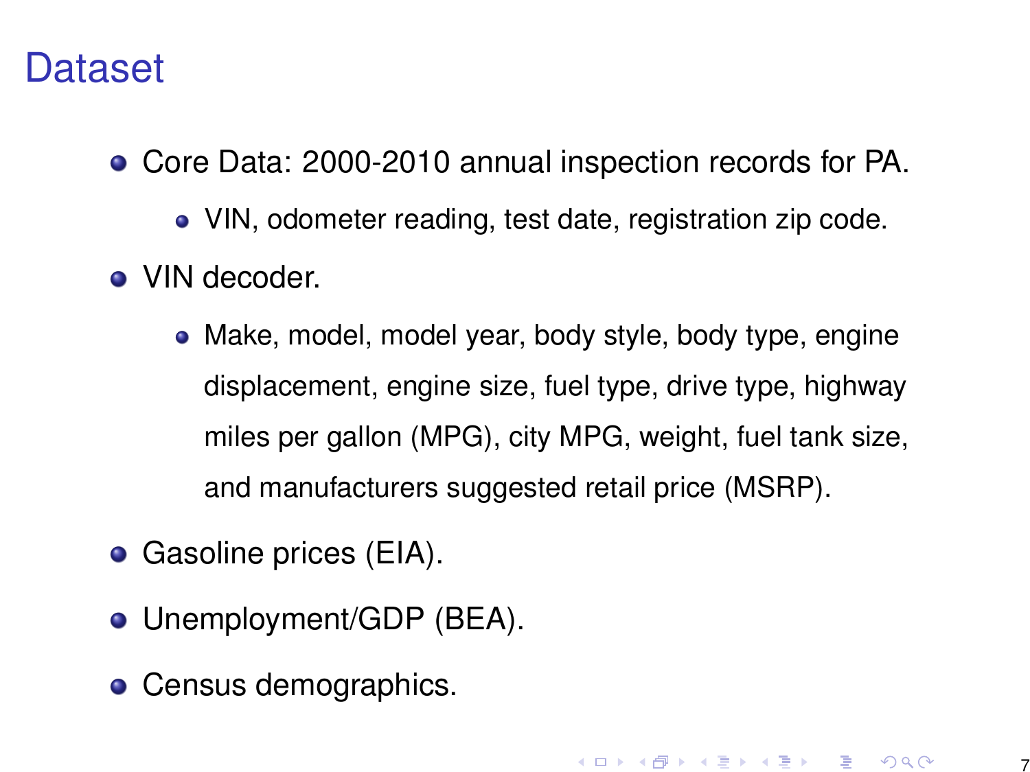# Dataset

- Core Data: 2000-2010 annual inspection records for PA.
  - VIN, odometer reading, test date, registration zip code.
- VIN decoder.
  - Make, model, model year, body style, body type, engine displacement, engine size, fuel type, drive type, highway miles per gallon (MPG), city MPG, weight, fuel tank size, and manufacturers suggested retail price (MSRP).
- Gasoline prices (EIA).
- Unemployment/GDP (BEA).
- Census demographics.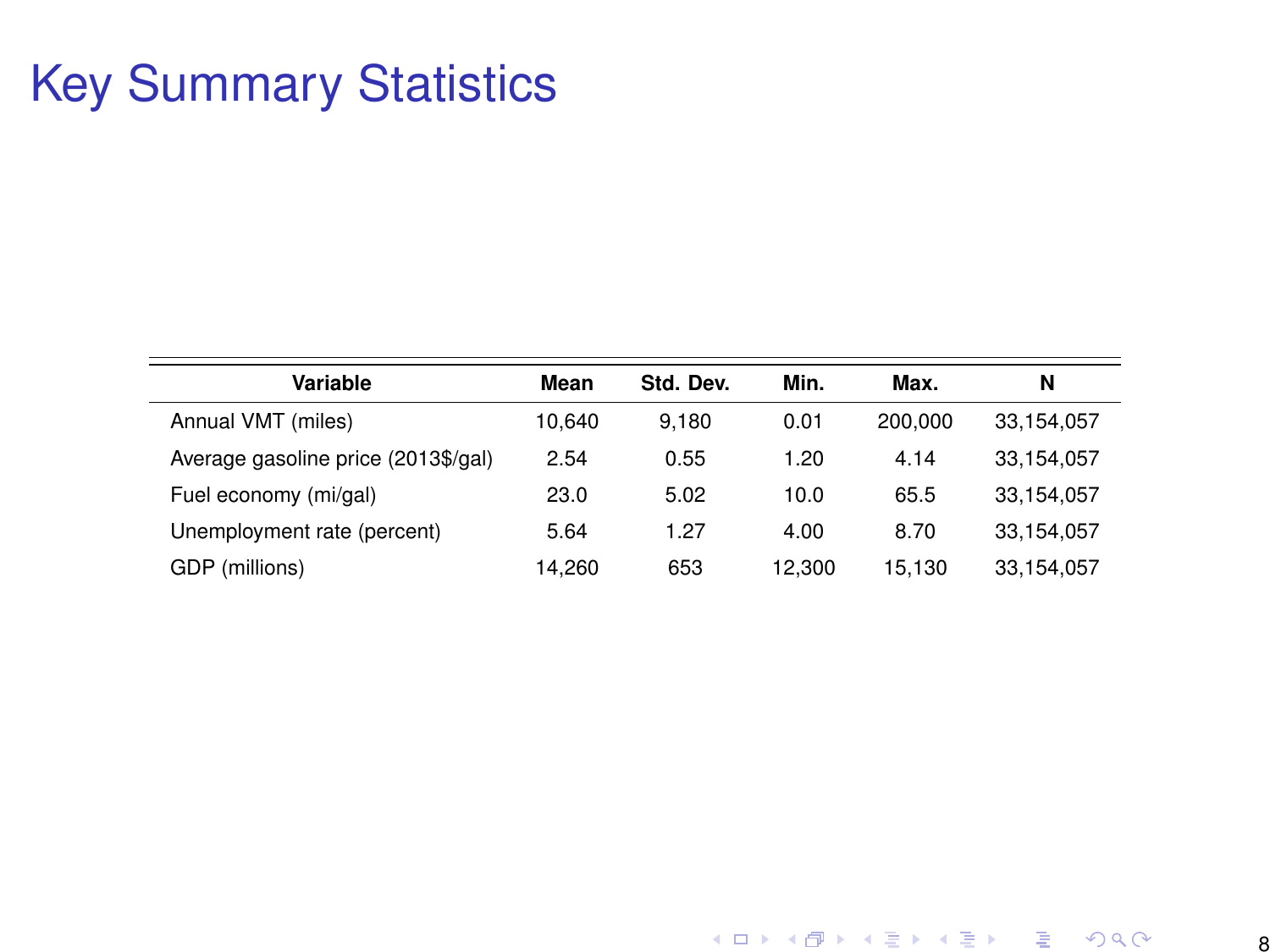# Key Summary Statistics

| Variable | Mean | Std. Dev. | Min. | Max. | N |
|---|---|---|---|---|---|
| Annual VMT (miles) | 10,640 | 9,180 | 0.01 | 200,000 | 33,154,057 |
| Average gasoline price (2013$/gal) | 2.54 | 0.55 | 1.20 | 4.14 | 33,154,057 |
| Fuel economy (mi/gal) | 23.0 | 5.02 | 10.0 | 65.5 | 33,154,057 |
| Unemployment rate (percent) | 5.64 | 1.27 | 4.00 | 8.70 | 33,154,057 |
| GDP (millions) | 14,260 | 653 | 12,300 | 15,130 | 33,154,057 |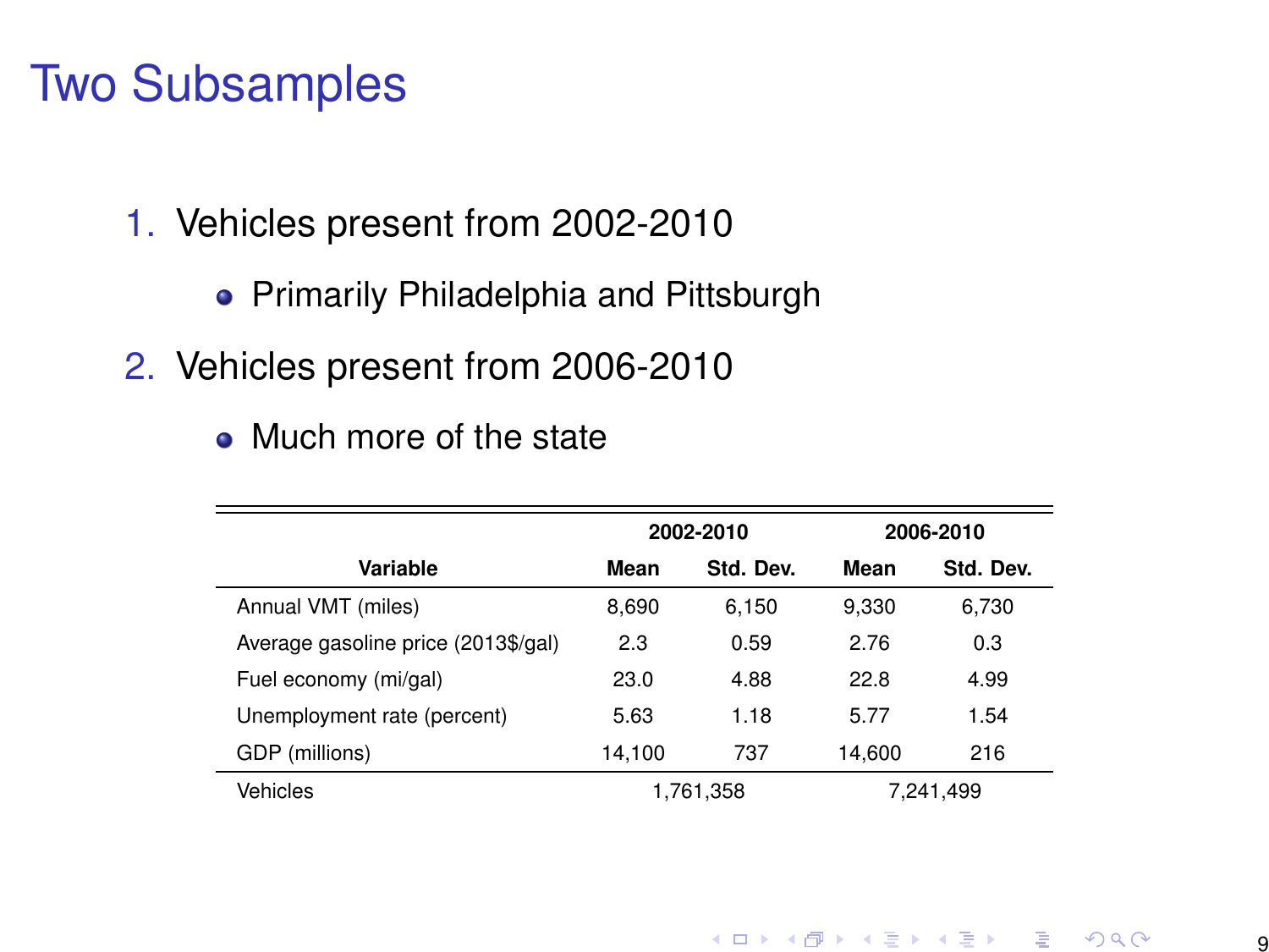# Two Subsamples

1. Vehicles present from 2002-2010
   - Primarily Philadelphia and Pittsburgh
2. Vehicles present from 2006-2010
   - Much more of the state

| | 2002-2010 | | 2006-2010 | |
|---|---|---|---|---|
| **Variable** | **Mean** | **Std. Dev.** | **Mean** | **Std. Dev.** |
| Annual VMT (miles) | 8,690 | 6,150 | 9,330 | 6,730 |
| Average gasoline price (2013$/gal) | 2.3 | 0.59 | 2.76 | 0.3 |
| Fuel economy (mi/gal) | 23.0 | 4.88 | 22.8 | 4.99 |
| Unemployment rate (percent) | 5.63 | 1.18 | 5.77 | 1.54 |
| GDP (millions) | 14,100 | 737 | 14,600 | 216 |
| Vehicles | 1,761,358 | | 7,241,499 | |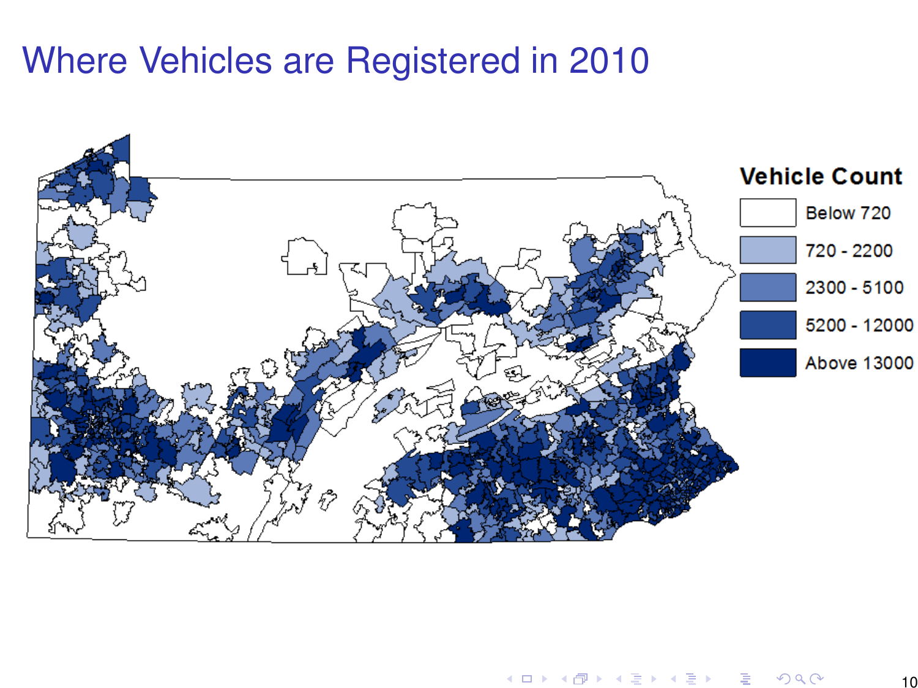# Where Vehicles are Registered in 2010

**Vehicle Count**

- Below 720
- 720 - 2200
- 2300 - 5100
- 5200 - 12000
- Above 13000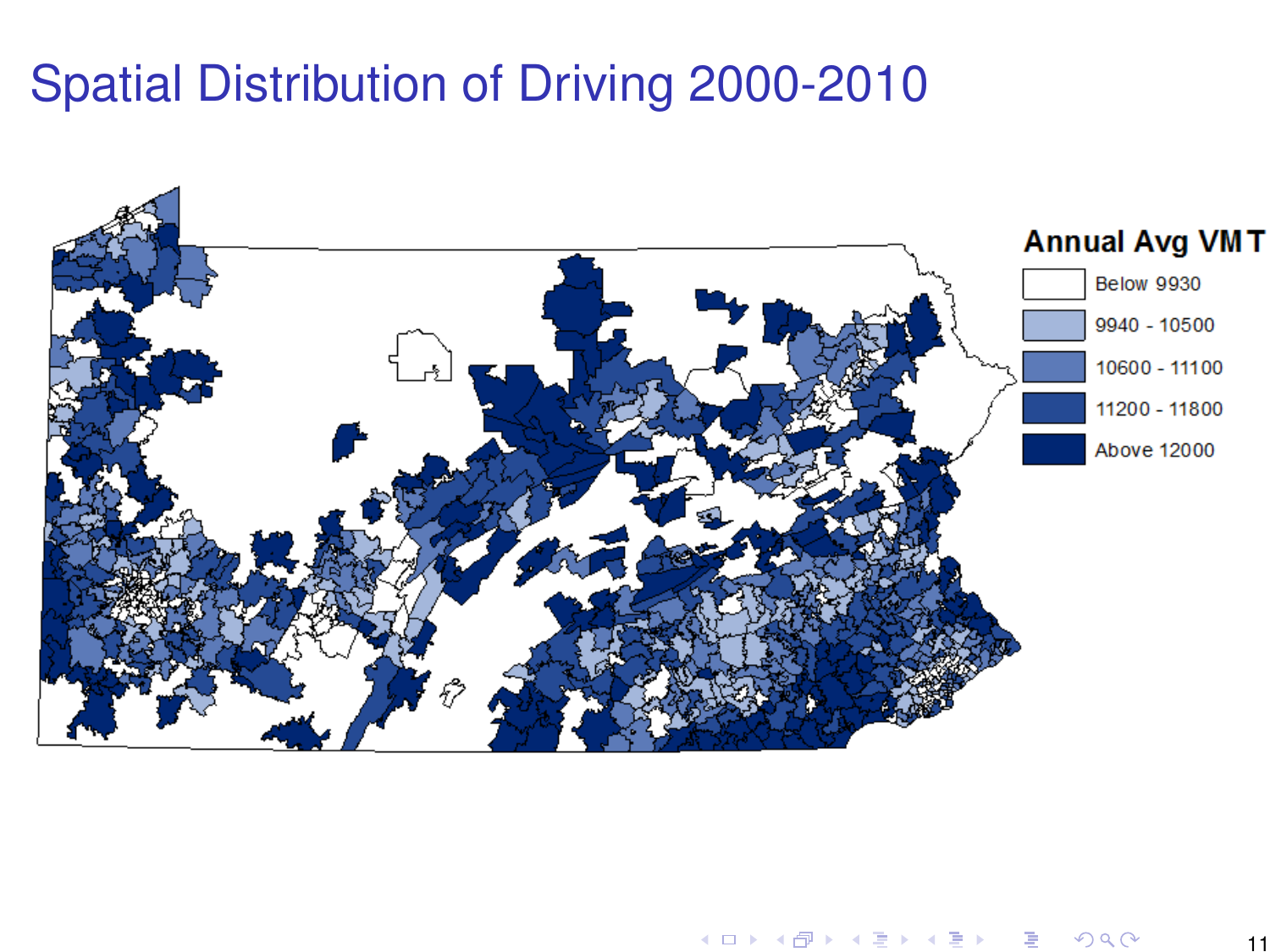# Spatial Distribution of Driving 2000-2010

**Annual Avg VMT**

- Below 9930
- 9940 - 10500
- 10600 - 11100
- 11200 - 11800
- Above 12000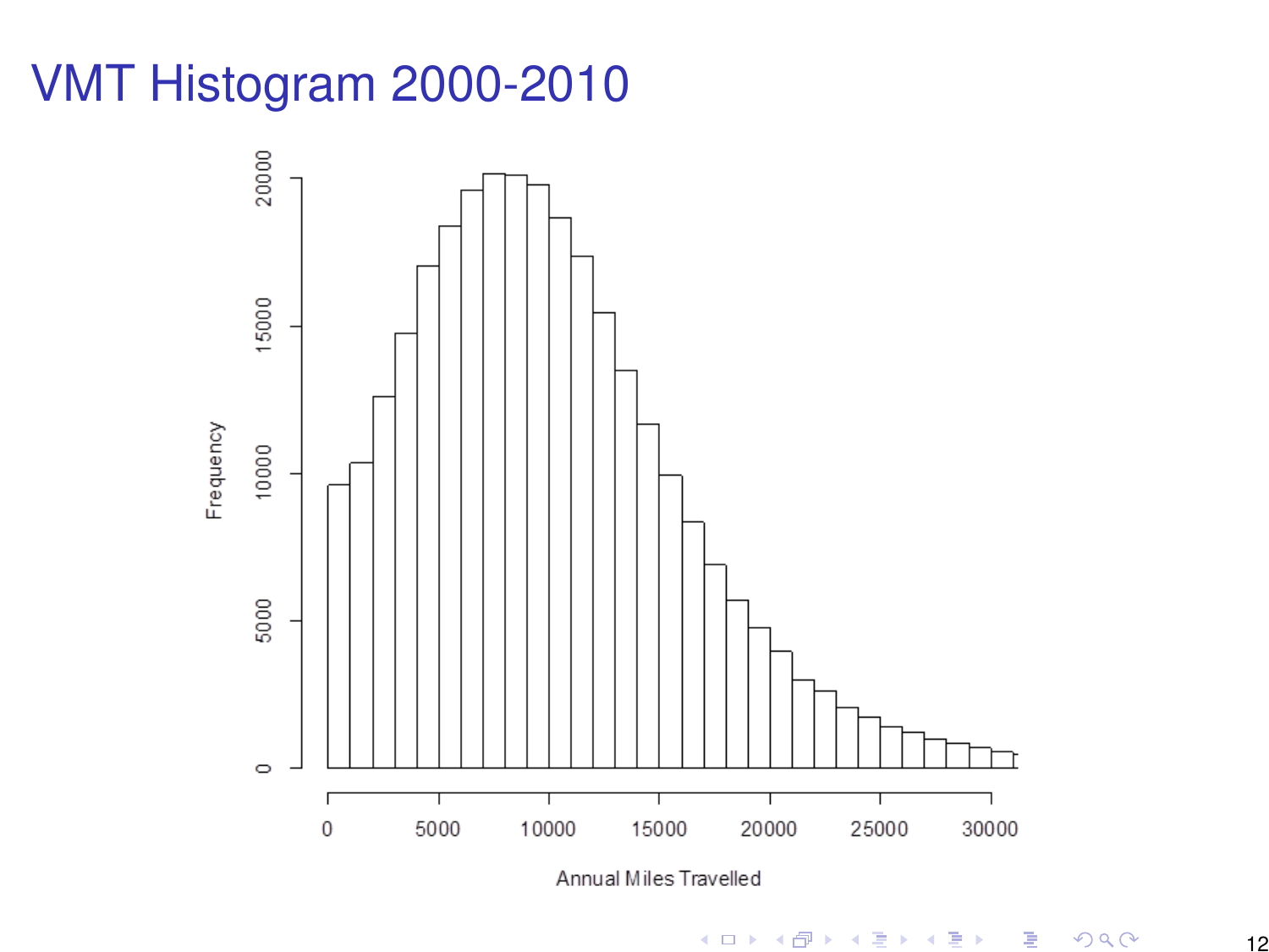# VMT Histogram 2000-2010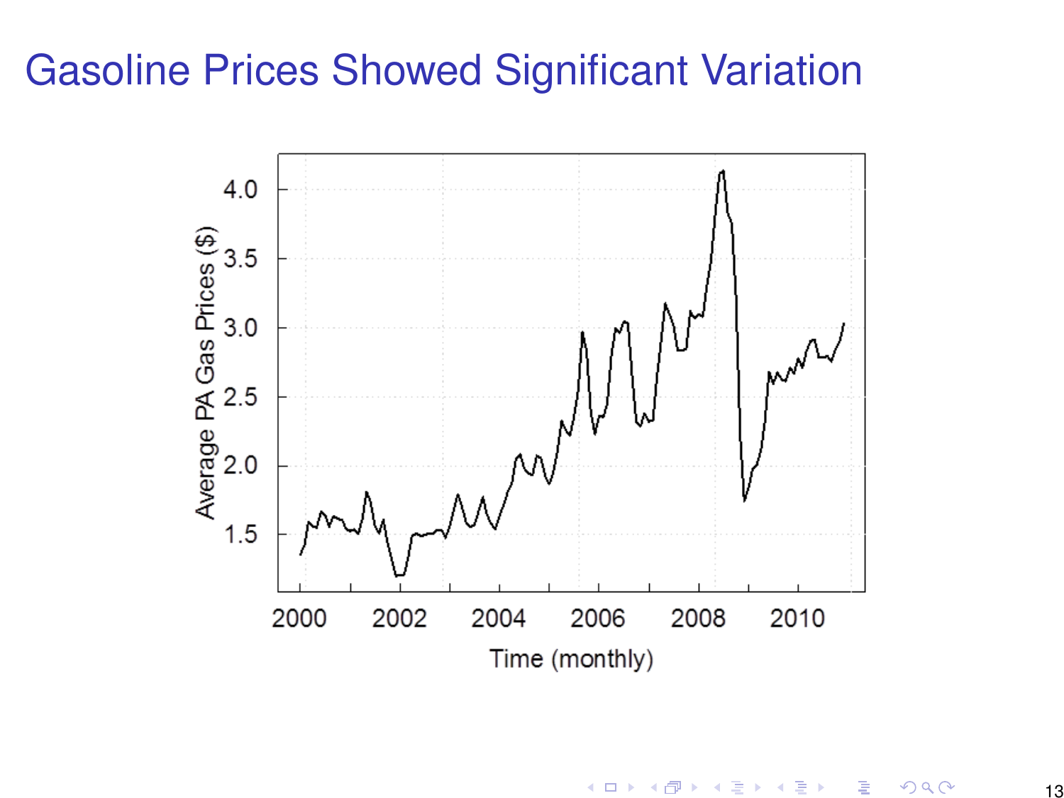# Gasoline Prices Showed Significant Variation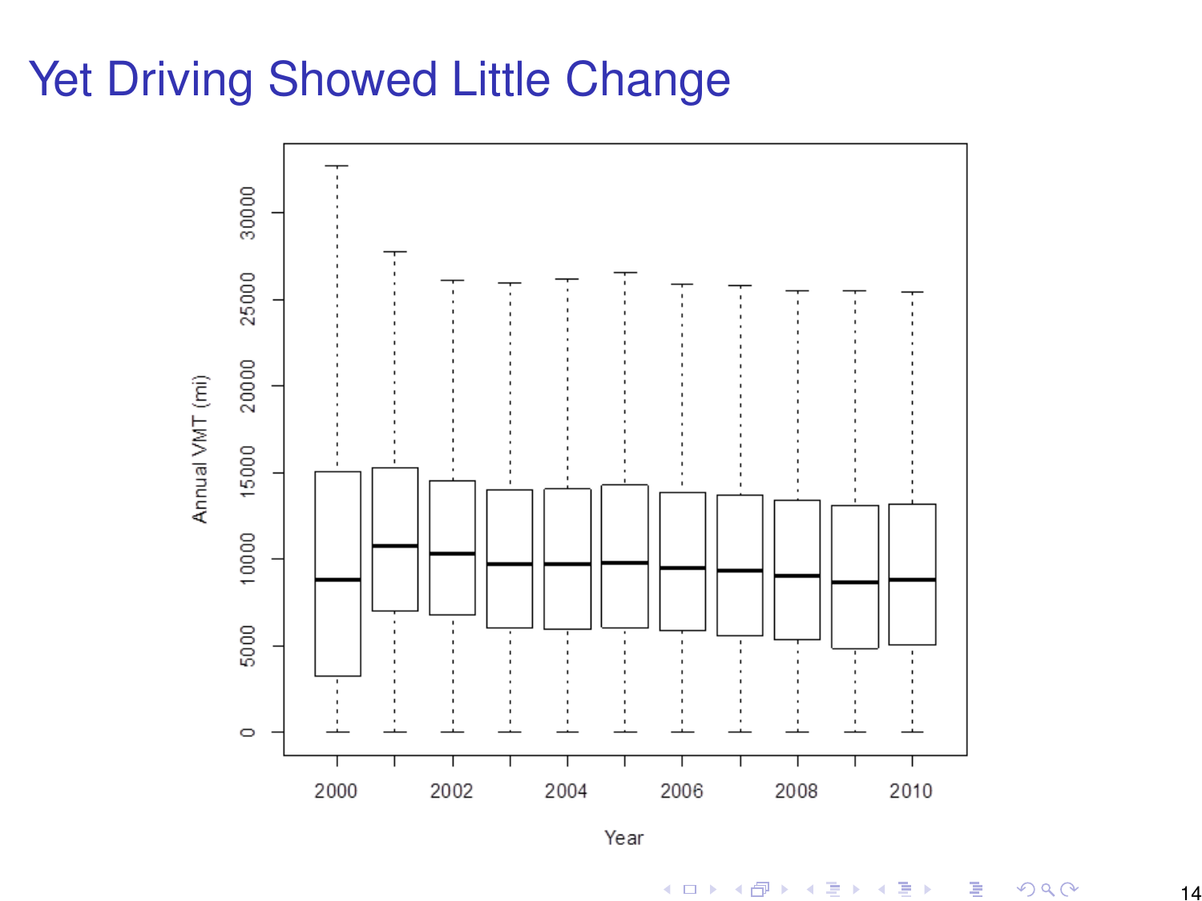# Yet Driving Showed Little Change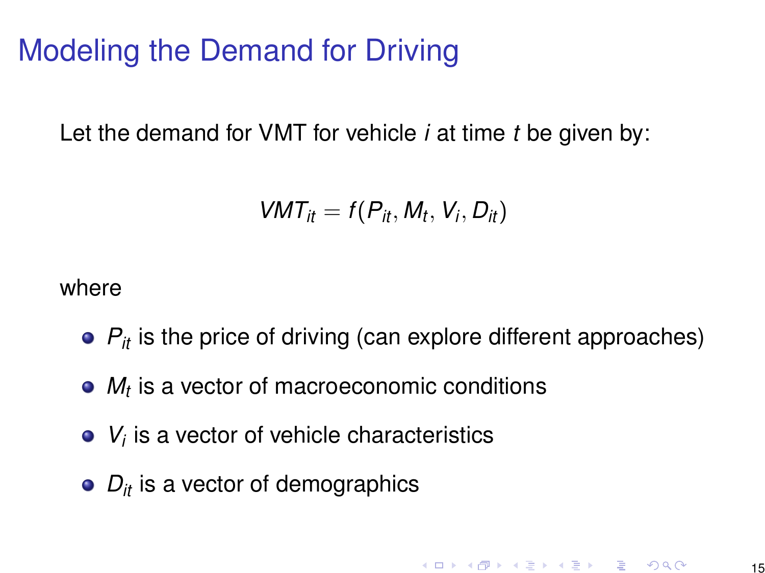# Modeling the Demand for Driving

Let the demand for VMT for vehicle *i* at time *t* be given by:

$$VMT_{it} = f(P_{it}, M_t, V_i, D_{it})$$

where

- $P_{it}$ is the price of driving (can explore different approaches)
- $M_t$ is a vector of macroeconomic conditions
- $V_i$ is a vector of vehicle characteristics
- $D_{it}$ is a vector of demographics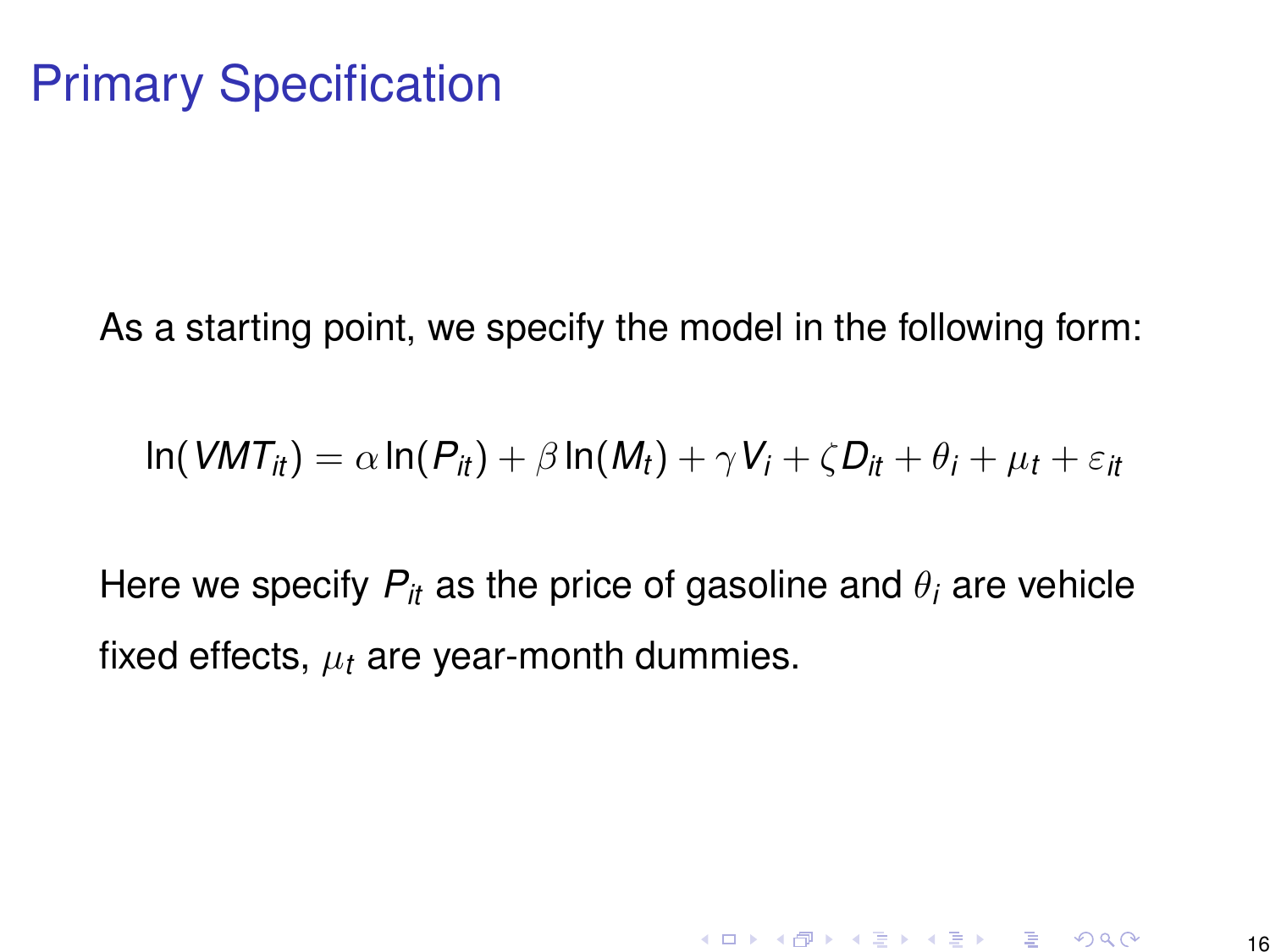# Primary Specification

As a starting point, we specify the model in the following form:

$$\ln(VMT_{it}) = \alpha \ln(P_{it}) + \beta \ln(M_t) + \gamma V_i + \zeta D_{it} + \theta_i + \mu_t + \varepsilon_{it}$$

Here we specify $P_{it}$ as the price of gasoline and $\theta_i$ are vehicle fixed effects, $\mu_t$ are year-month dummies.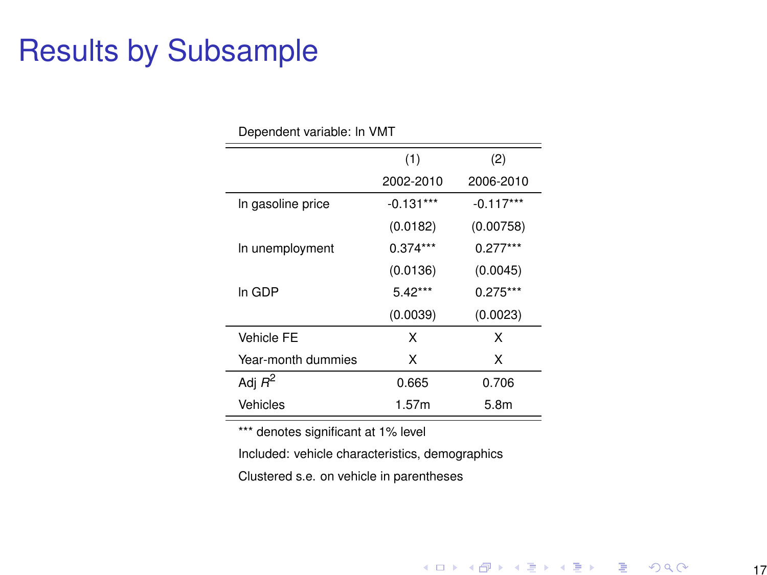# Results by Subsample

Dependent variable: ln VMT

| | (1) | (2) |
|---|---|---|
| | 2002-2010 | 2006-2010 |
| ln gasoline price | -0.131*** | -0.117*** |
| | (0.0182) | (0.00758) |
| ln unemployment | 0.374*** | 0.277*** |
| | (0.0136) | (0.0045) |
| ln GDP | 5.42*** | 0.275*** |
| | (0.0039) | (0.0023) |
| Vehicle FE | X | X |
| Year-month dummies | X | X |
| Adj $R^2$ | 0.665 | 0.706 |
| Vehicles | 1.57m | 5.8m |

*** denotes significant at 1% level

Included: vehicle characteristics, demographics

Clustered s.e. on vehicle in parentheses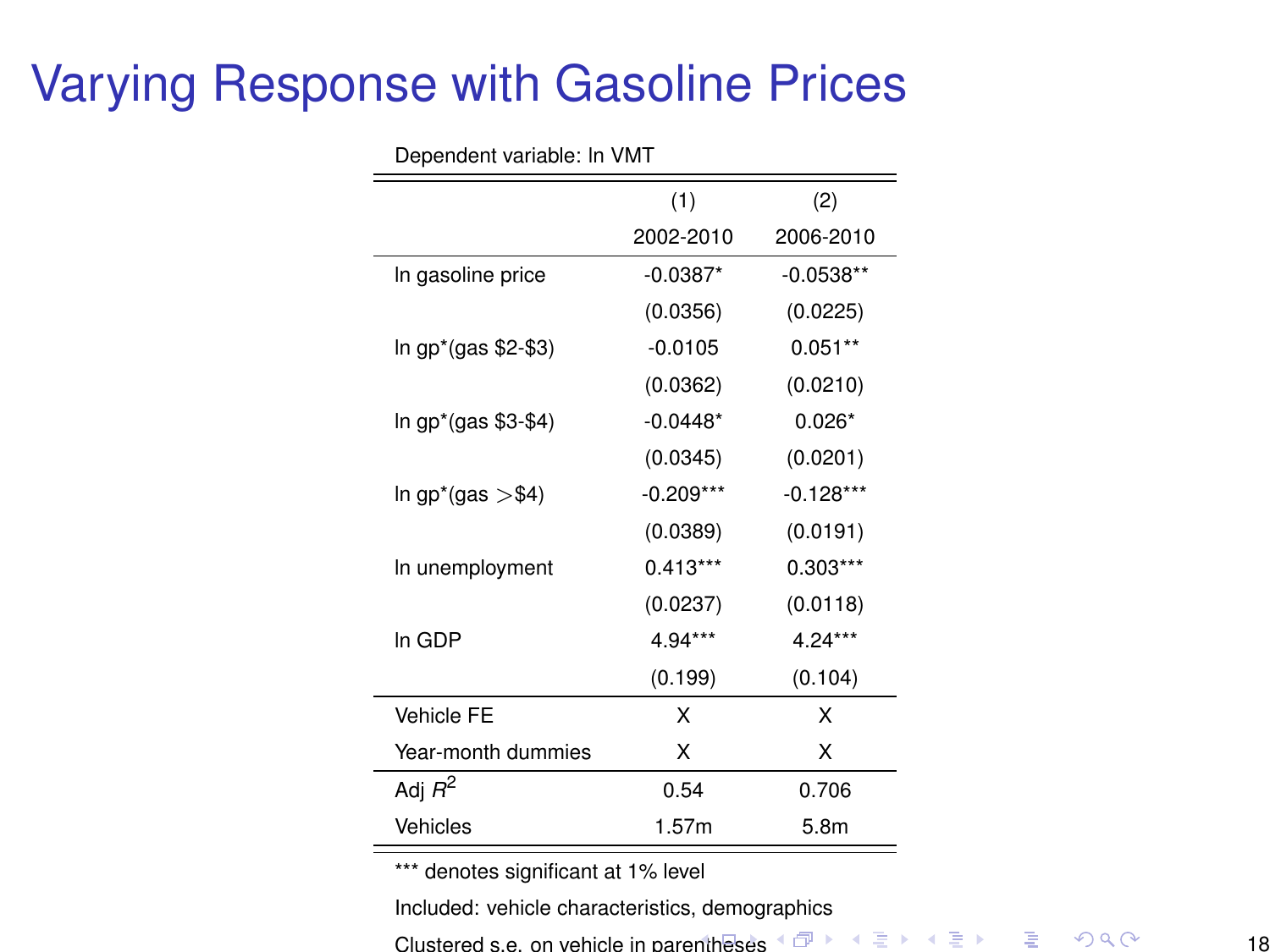# Varying Response with Gasoline Prices

Dependent variable: ln VMT

| | (1) 2002-2010 | (2) 2006-2010 |
|---|---|---|
| ln gasoline price | -0.0387* | -0.0538** |
| | (0.0356) | (0.0225) |
| ln gp*(gas \$2-\$3) | -0.0105 | 0.051** |
| | (0.0362) | (0.0210) |
| ln gp*(gas \$3-\$4) | -0.0448* | 0.026* |
| | (0.0345) | (0.0201) |
| ln gp*(gas >\$4) | -0.209*** | -0.128*** |
| | (0.0389) | (0.0191) |
| ln unemployment | 0.413*** | 0.303*** |
| | (0.0237) | (0.0118) |
| ln GDP | 4.94*** | 4.24*** |
| | (0.199) | (0.104) |
| Vehicle FE | X | X |
| Year-month dummies | X | X |
| Adj $R^2$ | 0.54 | 0.706 |
| Vehicles | 1.57m | 5.8m |

*** denotes significant at 1% level

Included: vehicle characteristics, demographics

Clustered s.e. on vehicle in parentheses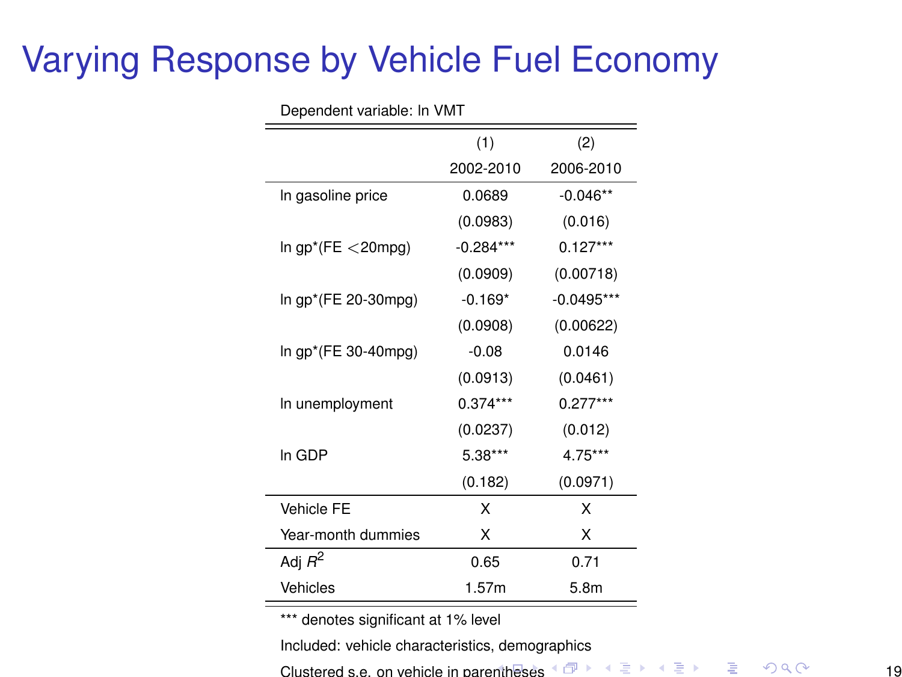# Varying Response by Vehicle Fuel Economy

Dependent variable: ln VMT

| | (1) | (2) |
|---|---|---|
| | 2002-2010 | 2006-2010 |
| ln gasoline price | 0.0689 | -0.046** |
| | (0.0983) | (0.016) |
| ln gp*(FE <20mpg) | -0.284*** | 0.127*** |
| | (0.0909) | (0.00718) |
| ln gp*(FE 20-30mpg) | -0.169* | -0.0495*** |
| | (0.0908) | (0.00622) |
| ln gp*(FE 30-40mpg) | -0.08 | 0.0146 |
| | (0.0913) | (0.0461) |
| ln unemployment | 0.374*** | 0.277*** |
| | (0.0237) | (0.012) |
| ln GDP | 5.38*** | 4.75*** |
| | (0.182) | (0.0971) |
| Vehicle FE | X | X |
| Year-month dummies | X | X |
| Adj $R^2$ | 0.65 | 0.71 |
| Vehicles | 1.57m | 5.8m |

*** denotes significant at 1% level

Included: vehicle characteristics, demographics

Clustered s.e. on vehicle in parentheses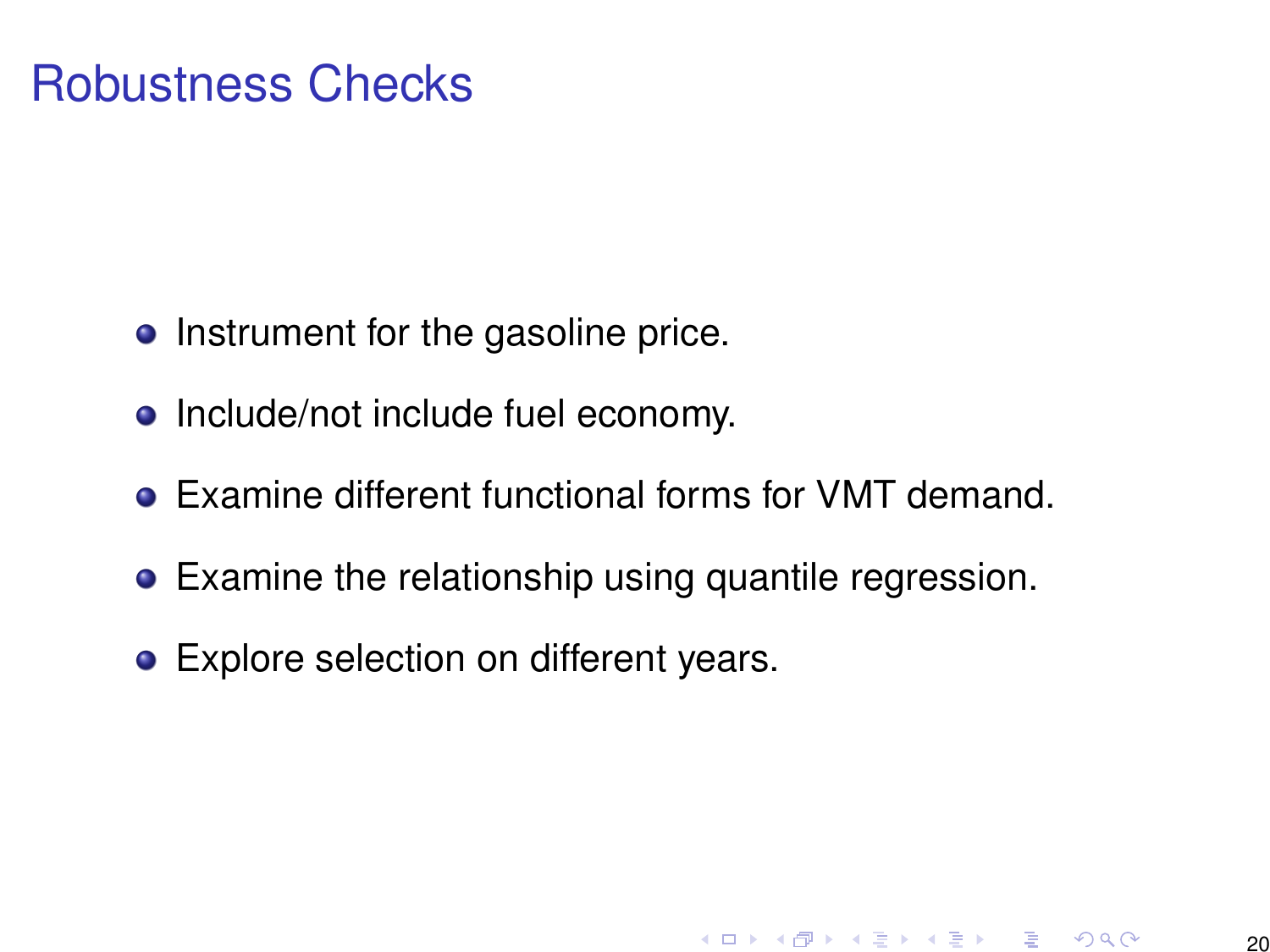# Robustness Checks

- Instrument for the gasoline price.
- Include/not include fuel economy.
- Examine different functional forms for VMT demand.
- Examine the relationship using quantile regression.
- Explore selection on different years.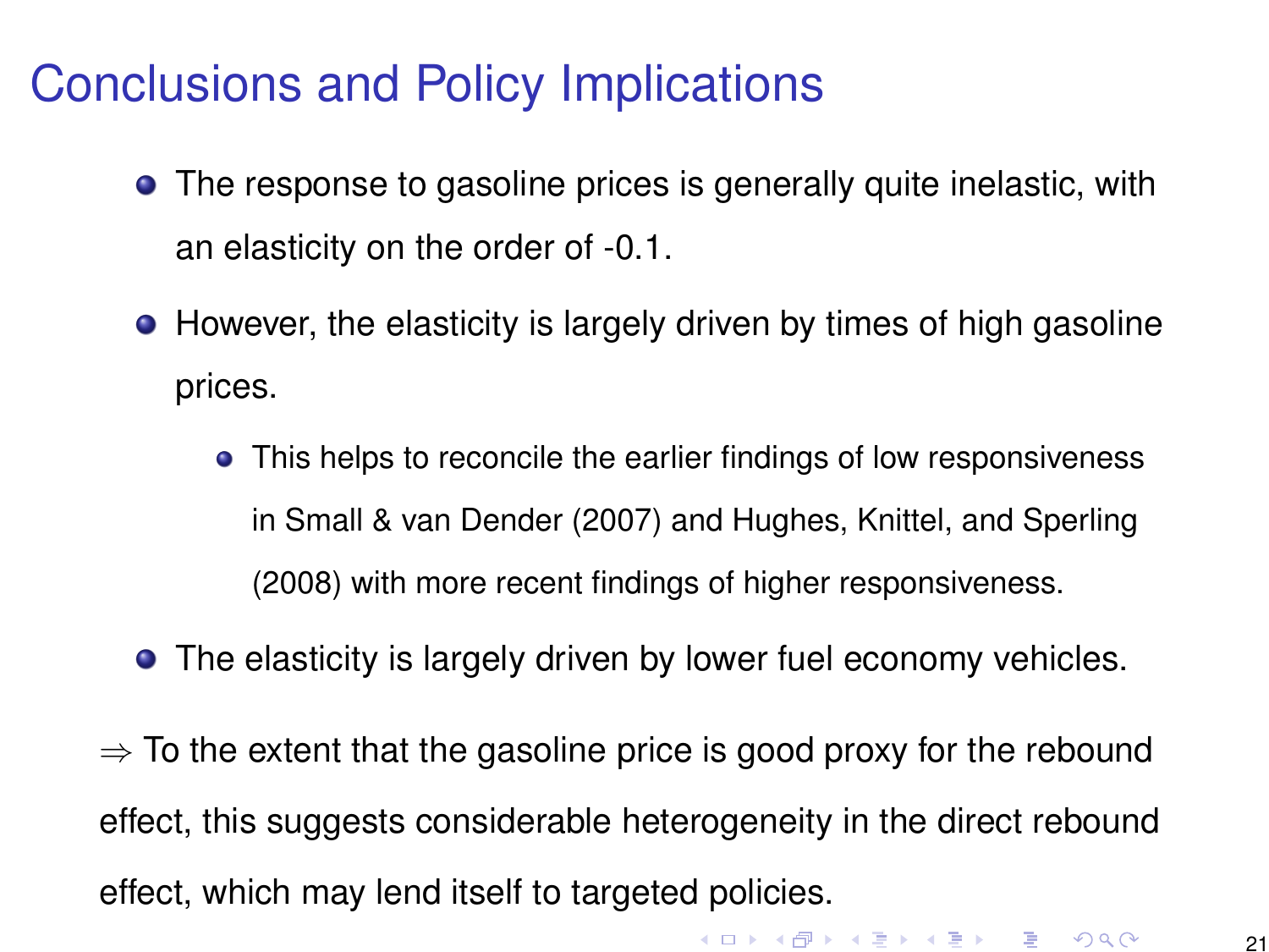# Conclusions and Policy Implications

- The response to gasoline prices is generally quite inelastic, with an elasticity on the order of -0.1.
- However, the elasticity is largely driven by times of high gasoline prices.
  - This helps to reconcile the earlier findings of low responsiveness in Small & van Dender (2007) and Hughes, Knittel, and Sperling (2008) with more recent findings of higher responsiveness.
- The elasticity is largely driven by lower fuel economy vehicles.

$\Rightarrow$ To the extent that the gasoline price is good proxy for the rebound effect, this suggests considerable heterogeneity in the direct rebound effect, which may lend itself to targeted policies.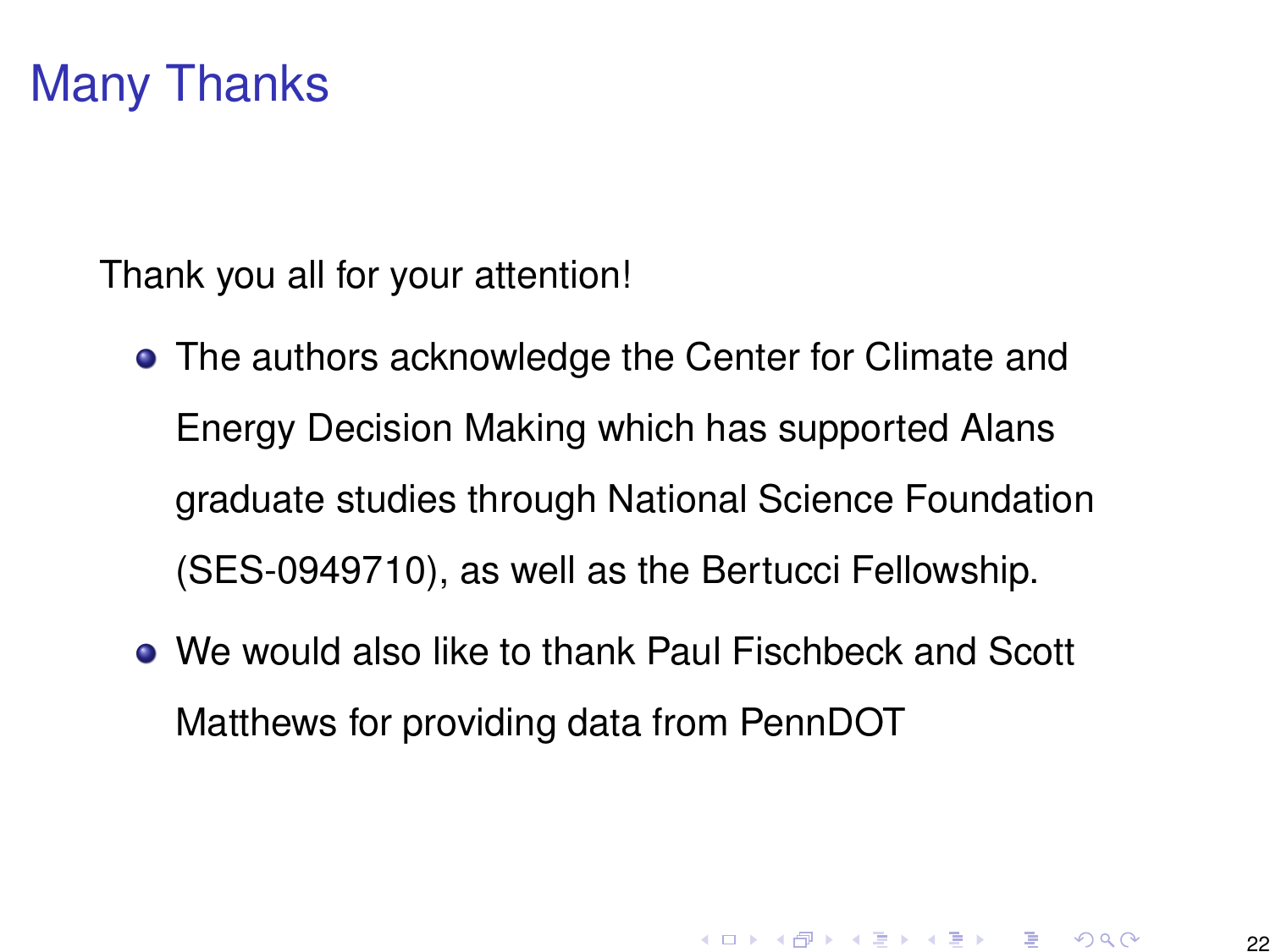# Many Thanks

Thank you all for your attention!

- The authors acknowledge the Center for Climate and Energy Decision Making which has supported Alans graduate studies through National Science Foundation (SES-0949710), as well as the Bertucci Fellowship.
- We would also like to thank Paul Fischbeck and Scott Matthews for providing data from PennDOT